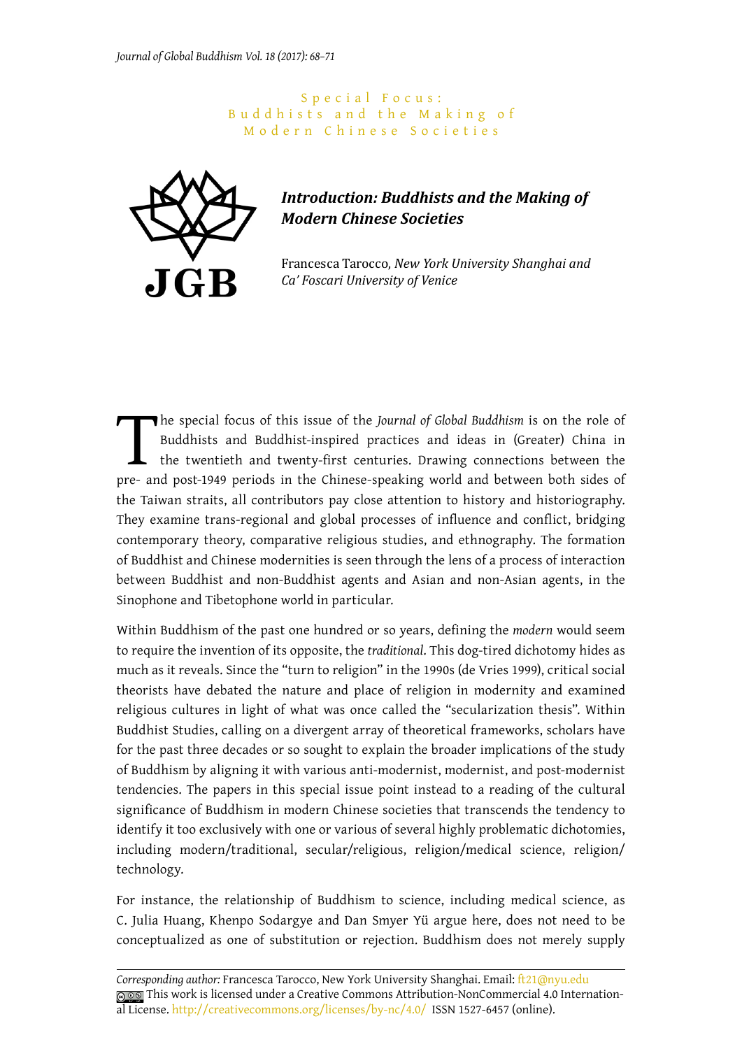Special Focus: Buddhists and the Making of Modern Chinese Societies

# *Introduction: Buddhists and the Making of Modern Chinese Societies*

Francesca Tarocco, *New York University Shanghai and Ca' Foscari University of Venice*

The special focus of this issue of the *Journal of Global Buddhism* is on the role of Buddhists and Buddhist-inspired practices and ideas in (Greater) China in the twentieth and twenty-first centuries. Drawing connections between the pre- and post-1949 periods in the Chinese-speaking world and between both sides of the Taiwan straits, all contributors pay close attention to history and historiography. They examine trans-regional and global processes of influence and conflict, bridging contemporary theory, comparative religious studies, and ethnography. The formation of Buddhist and Chinese modernities is seen through the lens of a process of interaction between Buddhist and non-Buddhist agents and Asian and non-Asian agents, in the Sinophone and Tibetophone world in particular.

Within Buddhism of the past one hundred or so years, defining the *modern* would seem to require the invention of its opposite, the *traditional*. This dog-tired dichotomy hides as much as it reveals. Since the "turn to religion" in the 1990s (de Vries 1999), critical social theorists have debated the nature and place of religion in modernity and examined religious cultures in light of what was once called the "secularization thesis". Within Buddhist Studies, calling on a divergent array of theoretical frameworks, scholars have for the past three decades or so sought to explain the broader implications of the study of Buddhism by aligning it with various anti-modernist, modernist, and post-modernist tendencies. The papers in this special issue point instead to a reading of the cultural significance of Buddhism in modern Chinese societies that transcends the tendency to identify it too exclusively with one or various of several highly problematic dichotomies, including modern/traditional, secular/religious, religion/medical science, religion/technology.

For instance, the relationship of Buddhism to science, including medical science, as C. Julia Huang, Khenpo Sodargye and Dan Smyer Yü argue here, does not need to be conceptualized as one of substitution or rejection. Buddhism does not merely supply

*Corresponding author:* Francesca Tarocco, New York University Shanghai. Email: ft21@nyu.edu
This work is licensed under a Creative Commons Attribution-NonCommercial 4.0 International License. http://creativecommons.org/licenses/by-nc/4.0/ ISSN 1527-6457 (online).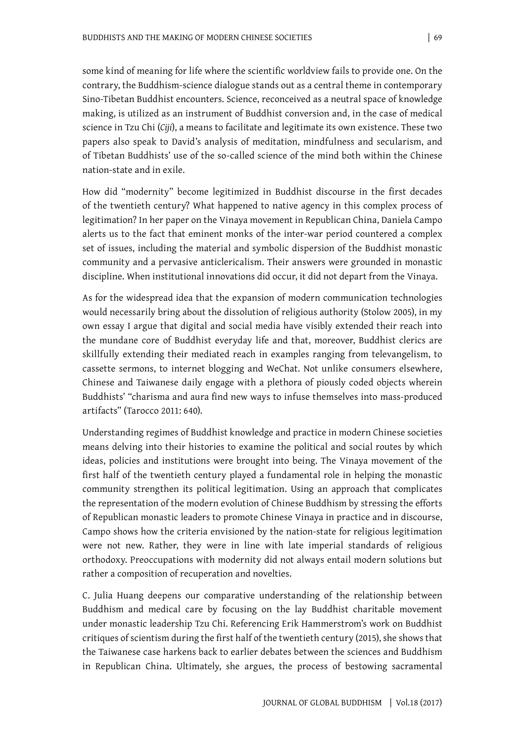some kind of meaning for life where the scientific worldview fails to provide one. On the contrary, the Buddhism-science dialogue stands out as a central theme in contemporary Sino-Tibetan Buddhist encounters. Science, reconceived as a neutral space of knowledge making, is utilized as an instrument of Buddhist conversion and, in the case of medical science in Tzu Chi (*Ciji*), a means to facilitate and legitimate its own existence. These two papers also speak to David's analysis of meditation, mindfulness and secularism, and of Tibetan Buddhists' use of the so-called science of the mind both within the Chinese nation-state and in exile.

How did "modernity" become legitimized in Buddhist discourse in the first decades of the twentieth century? What happened to native agency in this complex process of legitimation? In her paper on the Vinaya movement in Republican China, Daniela Campo alerts us to the fact that eminent monks of the inter-war period countered a complex set of issues, including the material and symbolic dispersion of the Buddhist monastic community and a pervasive anticlericalism. Their answers were grounded in monastic discipline. When institutional innovations did occur, it did not depart from the Vinaya.

As for the widespread idea that the expansion of modern communication technologies would necessarily bring about the dissolution of religious authority (Stolow 2005), in my own essay I argue that digital and social media have visibly extended their reach into the mundane core of Buddhist everyday life and that, moreover, Buddhist clerics are skillfully extending their mediated reach in examples ranging from televangelism, to cassette sermons, to internet blogging and WeChat. Not unlike consumers elsewhere, Chinese and Taiwanese daily engage with a plethora of piously coded objects wherein Buddhists' "charisma and aura find new ways to infuse themselves into mass-produced artifacts" (Tarocco 2011: 640).

Understanding regimes of Buddhist knowledge and practice in modern Chinese societies means delving into their histories to examine the political and social routes by which ideas, policies and institutions were brought into being. The Vinaya movement of the first half of the twentieth century played a fundamental role in helping the monastic community strengthen its political legitimation. Using an approach that complicates the representation of the modern evolution of Chinese Buddhism by stressing the efforts of Republican monastic leaders to promote Chinese Vinaya in practice and in discourse, Campo shows how the criteria envisioned by the nation-state for religious legitimation were not new. Rather, they were in line with late imperial standards of religious orthodoxy. Preoccupations with modernity did not always entail modern solutions but rather a composition of recuperation and novelties.

C. Julia Huang deepens our comparative understanding of the relationship between Buddhism and medical care by focusing on the lay Buddhist charitable movement under monastic leadership Tzu Chi. Referencing Erik Hammerstrom's work on Buddhist critiques of scientism during the first half of the twentieth century (2015), she shows that the Taiwanese case harkens back to earlier debates between the sciences and Buddhism in Republican China. Ultimately, she argues, the process of bestowing sacramental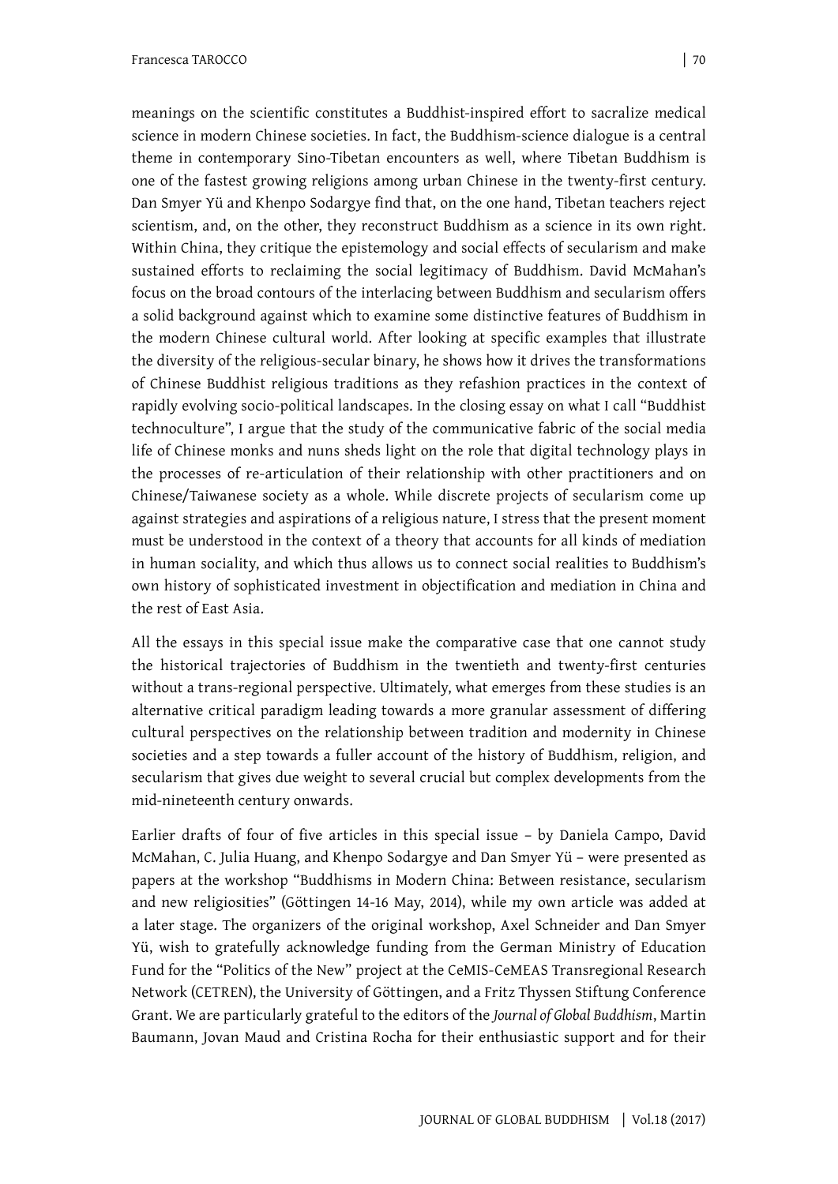meanings on the scientific constitutes a Buddhist-inspired effort to sacralize medical science in modern Chinese societies. In fact, the Buddhism-science dialogue is a central theme in contemporary Sino-Tibetan encounters as well, where Tibetan Buddhism is one of the fastest growing religions among urban Chinese in the twenty-first century. Dan Smyer Yü and Khenpo Sodargye find that, on the one hand, Tibetan teachers reject scientism, and, on the other, they reconstruct Buddhism as a science in its own right. Within China, they critique the epistemology and social effects of secularism and make sustained efforts to reclaiming the social legitimacy of Buddhism. David McMahan's focus on the broad contours of the interlacing between Buddhism and secularism offers a solid background against which to examine some distinctive features of Buddhism in the modern Chinese cultural world. After looking at specific examples that illustrate the diversity of the religious-secular binary, he shows how it drives the transformations of Chinese Buddhist religious traditions as they refashion practices in the context of rapidly evolving socio-political landscapes. In the closing essay on what I call "Buddhist technoculture", I argue that the study of the communicative fabric of the social media life of Chinese monks and nuns sheds light on the role that digital technology plays in the processes of re-articulation of their relationship with other practitioners and on Chinese/Taiwanese society as a whole. While discrete projects of secularism come up against strategies and aspirations of a religious nature, I stress that the present moment must be understood in the context of a theory that accounts for all kinds of mediation in human sociality, and which thus allows us to connect social realities to Buddhism's own history of sophisticated investment in objectification and mediation in China and the rest of East Asia.

All the essays in this special issue make the comparative case that one cannot study the historical trajectories of Buddhism in the twentieth and twenty-first centuries without a trans-regional perspective. Ultimately, what emerges from these studies is an alternative critical paradigm leading towards a more granular assessment of differing cultural perspectives on the relationship between tradition and modernity in Chinese societies and a step towards a fuller account of the history of Buddhism, religion, and secularism that gives due weight to several crucial but complex developments from the mid-nineteenth century onwards.

Earlier drafts of four of five articles in this special issue – by Daniela Campo, David McMahan, C. Julia Huang, and Khenpo Sodargye and Dan Smyer Yü – were presented as papers at the workshop "Buddhisms in Modern China: Between resistance, secularism and new religiosities" (Göttingen 14-16 May, 2014), while my own article was added at a later stage. The organizers of the original workshop, Axel Schneider and Dan Smyer Yü, wish to gratefully acknowledge funding from the German Ministry of Education Fund for the "Politics of the New" project at the CeMIS-CeMEAS Transregional Research Network (CETREN), the University of Göttingen, and a Fritz Thyssen Stiftung Conference Grant. We are particularly grateful to the editors of the *Journal of Global Buddhism*, Martin Baumann, Jovan Maud and Cristina Rocha for their enthusiastic support and for their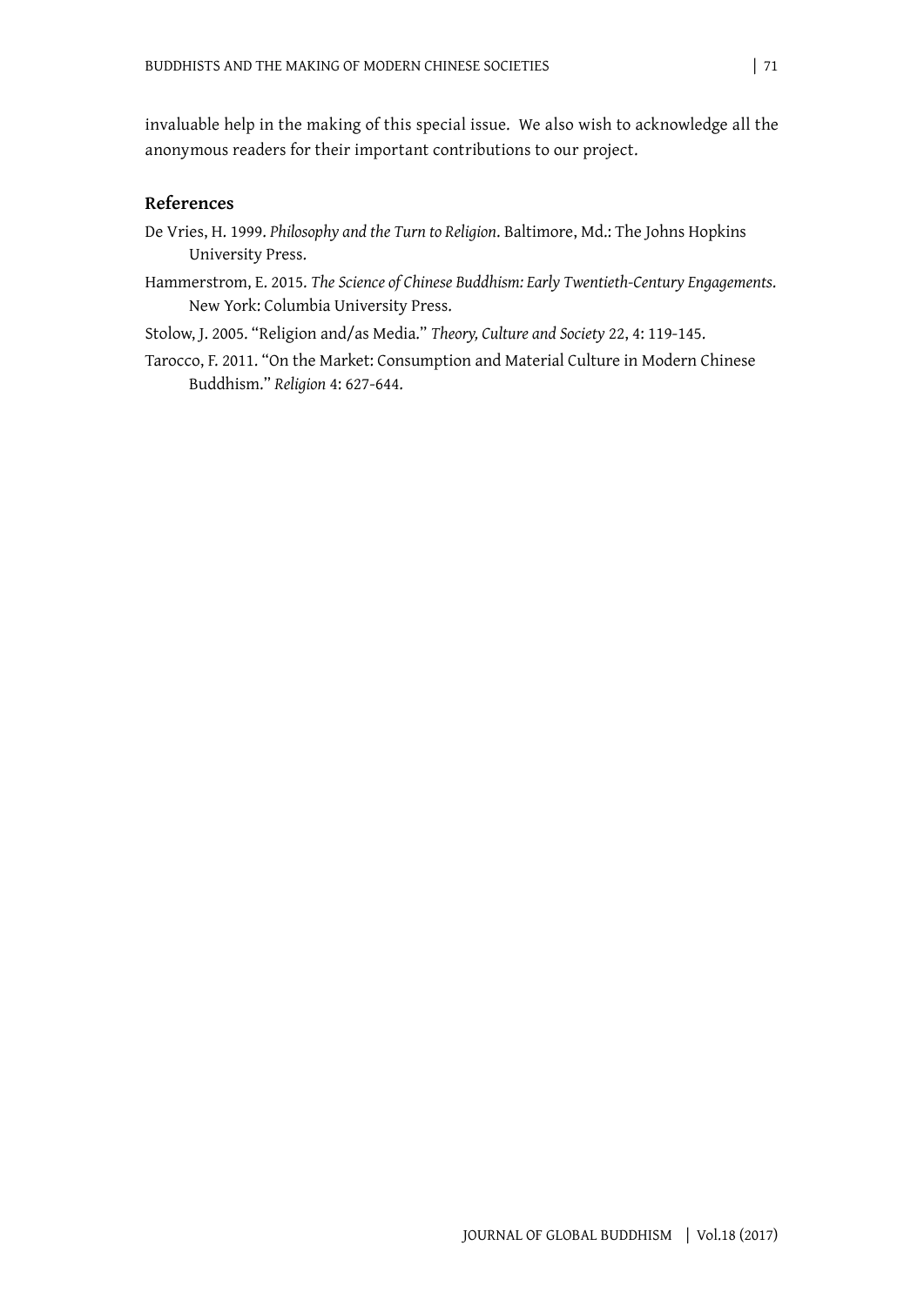invaluable help in the making of this special issue. We also wish to acknowledge all the anonymous readers for their important contributions to our project.

## References

De Vries, H. 1999. *Philosophy and the Turn to Religion*. Baltimore, Md.: The Johns Hopkins University Press.

Hammerstrom, E. 2015. *The Science of Chinese Buddhism: Early Twentieth-Century Engagements*. New York: Columbia University Press.

Stolow, J. 2005. "Religion and/as Media." *Theory, Culture and Society* 22, 4: 119-145.

Tarocco, F. 2011. "On the Market: Consumption and Material Culture in Modern Chinese Buddhism." *Religion* 4: 627-644.